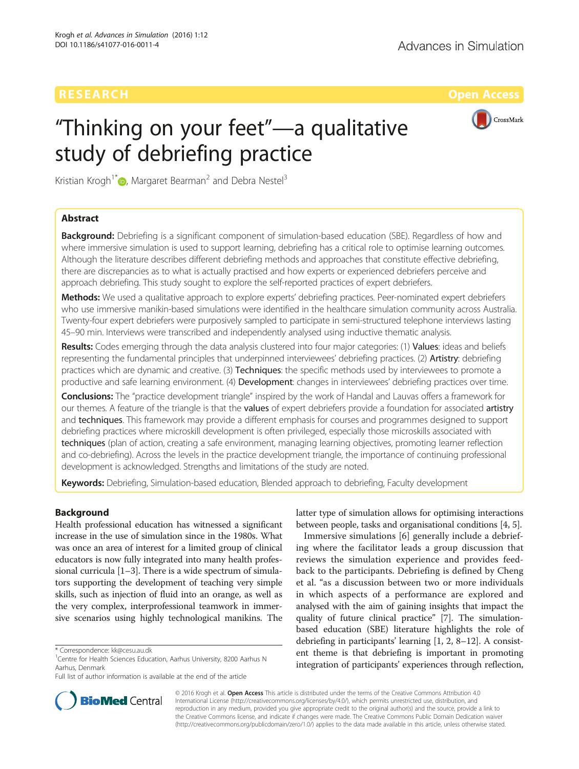RESEARCH Open Access

# "Thinking on your feet"—a qualitative study of debriefing practice

Kristian Krogh[1*], Margaret Bearman[2] and Debra Nestel[3]

## Abstract

**Background:** Debriefing is a significant component of simulation-based education (SBE). Regardless of how and where immersive simulation is used to support learning, debriefing has a critical role to optimise learning outcomes. Although the literature describes different debriefing methods and approaches that constitute effective debriefing, there are discrepancies as to what is actually practised and how experts or experienced debriefers perceive and approach debriefing. This study sought to explore the self-reported practices of expert debriefers.

**Methods:** We used a qualitative approach to explore experts' debriefing practices. Peer-nominated expert debriefers who use immersive manikin-based simulations were identified in the healthcare simulation community across Australia. Twenty-four expert debriefers were purposively sampled to participate in semi-structured telephone interviews lasting 45–90 min. Interviews were transcribed and independently analysed using inductive thematic analysis.

**Results:** Codes emerging through the data analysis clustered into four major categories: (1) **Values**: ideas and beliefs representing the fundamental principles that underpinned interviewees' debriefing practices. (2) **Artistry**: debriefing practices which are dynamic and creative. (3) **Techniques**: the specific methods used by interviewees to promote a productive and safe learning environment. (4) **Development**: changes in interviewees' debriefing practices over time.

**Conclusions:** The "practice development triangle" inspired by the work of Handal and Lauvas offers a framework for our themes. A feature of the triangle is that the **values** of expert debriefers provide a foundation for associated **artistry** and **techniques**. This framework may provide a different emphasis for courses and programmes designed to support debriefing practices where microskill development is often privileged, especially those microskills associated with **techniques** (plan of action, creating a safe environment, managing learning objectives, promoting learner reflection and co-debriefing). Across the levels in the practice development triangle, the importance of continuing professional development is acknowledged. Strengths and limitations of the study are noted.

**Keywords:** Debriefing, Simulation-based education, Blended approach to debriefing, Faculty development

## Background

Health professional education has witnessed a significant increase in the use of simulation since in the 1980s. What was once an area of interest for a limited group of clinical educators is now fully integrated into many health professional curricula [1–3]. There is a wide spectrum of simulators supporting the development of teaching very simple skills, such as injection of fluid into an orange, as well as the very complex, interprofessional teamwork in immersive scenarios using highly technological manikins. The latter type of simulation allows for optimising interactions between people, tasks and organisational conditions [4, 5].

Immersive simulations [6] generally include a debriefing where the facilitator leads a group discussion that reviews the simulation experience and provides feedback to the participants. Debriefing is defined by Cheng et al. "as a discussion between two or more individuals in which aspects of a performance are explored and analysed with the aim of gaining insights that impact the quality of future clinical practice" [7]. The simulation-based education (SBE) literature highlights the role of debriefing in participants' learning [1, 2, 8–12]. A consistent theme is that debriefing is important in promoting integration of participants' experiences through reflection,

* Correspondence: kk@cesu.au.dk
[1]Centre for Health Sciences Education, Aarhus University, 8200 Aarhus N Aarhus, Denmark
Full list of author information is available at the end of the article

© 2016 Krogh et al. **Open Access** This article is distributed under the terms of the Creative Commons Attribution 4.0 International License (http://creativecommons.org/licenses/by/4.0/), which permits unrestricted use, distribution, and reproduction in any medium, provided you give appropriate credit to the original author(s) and the source, provide a link to the Creative Commons license, and indicate if changes were made. The Creative Commons Public Domain Dedication waiver (http://creativecommons.org/publicdomain/zero/1.0/) applies to the data made available in this article, unless otherwise stated.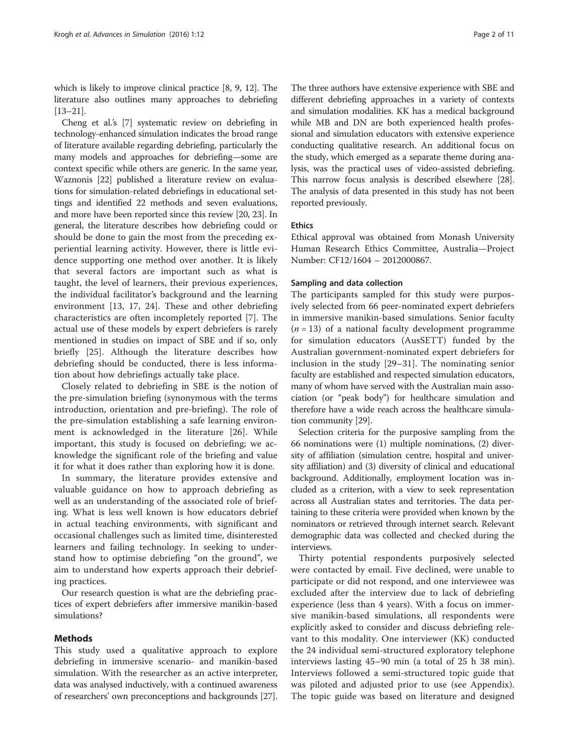which is likely to improve clinical practice [8, 9, 12]. The literature also outlines many approaches to debriefing [13–21].

Cheng et al.'s [7] systematic review on debriefing in technology-enhanced simulation indicates the broad range of literature available regarding debriefing, particularly the many models and approaches for debriefing—some are context specific while others are generic. In the same year, Waznonis [22] published a literature review on evaluations for simulation-related debriefings in educational settings and identified 22 methods and seven evaluations, and more have been reported since this review [20, 23]. In general, the literature describes how debriefing could or should be done to gain the most from the preceding experiential learning activity. However, there is little evidence supporting one method over another. It is likely that several factors are important such as what is taught, the level of learners, their previous experiences, the individual facilitator's background and the learning environment [13, 17, 24]. These and other debriefing characteristics are often incompletely reported [7]. The actual use of these models by expert debriefers is rarely mentioned in studies on impact of SBE and if so, only briefly [25]. Although the literature describes how debriefing should be conducted, there is less information about how debriefings actually take place.

Closely related to debriefing in SBE is the notion of the pre-simulation briefing (synonymous with the terms introduction, orientation and pre-briefing). The role of the pre-simulation establishing a safe learning environment is acknowledged in the literature [26]. While important, this study is focused on debriefing; we acknowledge the significant role of the briefing and value it for what it does rather than exploring how it is done.

In summary, the literature provides extensive and valuable guidance on how to approach debriefing as well as an understanding of the associated role of briefing. What is less well known is how educators debrief in actual teaching environments, with significant and occasional challenges such as limited time, disinterested learners and failing technology. In seeking to understand how to optimise debriefing "on the ground", we aim to understand how experts approach their debriefing practices.

Our research question is what are the debriefing practices of expert debriefers after immersive manikin-based simulations?

## Methods

This study used a qualitative approach to explore debriefing in immersive scenario- and manikin-based simulation. With the researcher as an active interpreter, data was analysed inductively, with a continued awareness of researchers' own preconceptions and backgrounds [27]. The three authors have extensive experience with SBE and different debriefing approaches in a variety of contexts and simulation modalities. KK has a medical background while MB and DN are both experienced health professional and simulation educators with extensive experience conducting qualitative research. An additional focus on the study, which emerged as a separate theme during analysis, was the practical uses of video-assisted debriefing. This narrow focus analysis is described elsewhere [28]. The analysis of data presented in this study has not been reported previously.

### Ethics

Ethical approval was obtained from Monash University Human Research Ethics Committee, Australia—Project Number: CF12/1604 – 2012000867.

### Sampling and data collection

The participants sampled for this study were purposively selected from 66 peer-nominated expert debriefers in immersive manikin-based simulations. Senior faculty ($n = 13$) of a national faculty development programme for simulation educators (AusSETT) funded by the Australian government-nominated expert debriefers for inclusion in the study [29–31]. The nominating senior faculty are established and respected simulation educators, many of whom have served with the Australian main association (or "peak body") for healthcare simulation and therefore have a wide reach across the healthcare simulation community [29].

Selection criteria for the purposive sampling from the 66 nominations were (1) multiple nominations, (2) diversity of affiliation (simulation centre, hospital and university affiliation) and (3) diversity of clinical and educational background. Additionally, employment location was included as a criterion, with a view to seek representation across all Australian states and territories. The data pertaining to these criteria were provided when known by the nominators or retrieved through internet search. Relevant demographic data was collected and checked during the interviews.

Thirty potential respondents purposively selected were contacted by email. Five declined, were unable to participate or did not respond, and one interviewee was excluded after the interview due to lack of debriefing experience (less than 4 years). With a focus on immersive manikin-based simulations, all respondents were explicitly asked to consider and discuss debriefing relevant to this modality. One interviewer (KK) conducted the 24 individual semi-structured exploratory telephone interviews lasting 45–90 min (a total of 25 h 38 min). Interviews followed a semi-structured topic guide that was piloted and adjusted prior to use (see Appendix). The topic guide was based on literature and designed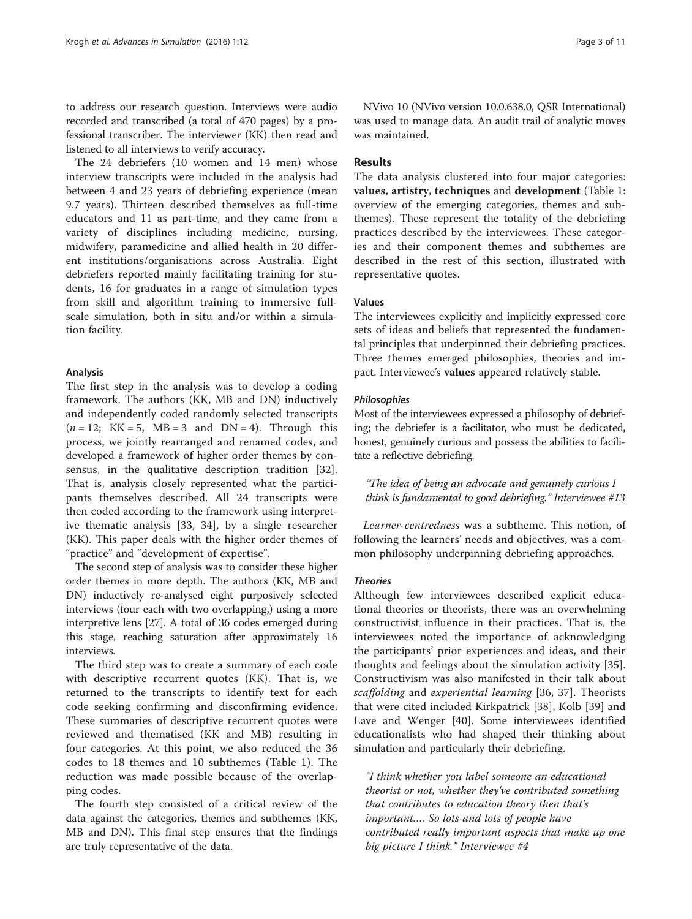to address our research question. Interviews were audio recorded and transcribed (a total of 470 pages) by a professional transcriber. The interviewer (KK) then read and listened to all interviews to verify accuracy.

The 24 debriefers (10 women and 14 men) whose interview transcripts were included in the analysis had between 4 and 23 years of debriefing experience (mean 9.7 years). Thirteen described themselves as full-time educators and 11 as part-time, and they came from a variety of disciplines including medicine, nursing, midwifery, paramedicine and allied health in 20 different institutions/organisations across Australia. Eight debriefers reported mainly facilitating training for students, 16 for graduates in a range of simulation types from skill and algorithm training to immersive full-scale simulation, both in situ and/or within a simulation facility.

### Analysis

The first step in the analysis was to develop a coding framework. The authors (KK, MB and DN) inductively and independently coded randomly selected transcripts ($n = 12$; KK = 5, MB = 3 and DN = 4). Through this process, we jointly rearranged and renamed codes, and developed a framework of higher order themes by consensus, in the qualitative description tradition [32]. That is, analysis closely represented what the participants themselves described. All 24 transcripts were then coded according to the framework using interpretive thematic analysis [33, 34], by a single researcher (KK). This paper deals with the higher order themes of "practice" and "development of expertise".

The second step of analysis was to consider these higher order themes in more depth. The authors (KK, MB and DN) inductively re-analysed eight purposively selected interviews (four each with two overlapping,) using a more interpretive lens [27]. A total of 36 codes emerged during this stage, reaching saturation after approximately 16 interviews.

The third step was to create a summary of each code with descriptive recurrent quotes (KK). That is, we returned to the transcripts to identify text for each code seeking confirming and disconfirming evidence. These summaries of descriptive recurrent quotes were reviewed and thematised (KK and MB) resulting in four categories. At this point, we also reduced the 36 codes to 18 themes and 10 subthemes (Table 1). The reduction was made possible because of the overlapping codes.

The fourth step consisted of a critical review of the data against the categories, themes and subthemes (KK, MB and DN). This final step ensures that the findings are truly representative of the data.

NVivo 10 (NVivo version 10.0.638.0, QSR International) was used to manage data. An audit trail of analytic moves was maintained.

## Results

The data analysis clustered into four major categories: **values**, **artistry**, **techniques** and **development** (Table 1: overview of the emerging categories, themes and subthemes). These represent the totality of the debriefing practices described by the interviewees. These categories and their component themes and subthemes are described in the rest of this section, illustrated with representative quotes.

### Values

The interviewees explicitly and implicitly expressed core sets of ideas and beliefs that represented the fundamental principles that underpinned their debriefing practices. Three themes emerged philosophies, theories and impact. Interviewee's **values** appeared relatively stable.

#### *Philosophies*

Most of the interviewees expressed a philosophy of debriefing; the debriefer is a facilitator, who must be dedicated, honest, genuinely curious and possess the abilities to facilitate a reflective debriefing.

> *"The idea of being an advocate and genuinely curious I think is fundamental to good debriefing." Interviewee #13*

*Learner-centredness* was a subtheme. This notion, of following the learners' needs and objectives, was a common philosophy underpinning debriefing approaches.

#### *Theories*

Although few interviewees described explicit educational theories or theorists, there was an overwhelming constructivist influence in their practices. That is, the interviewees noted the importance of acknowledging the participants' prior experiences and ideas, and their thoughts and feelings about the simulation activity [35]. Constructivism was also manifested in their talk about *scaffolding* and *experiential learning* [36, 37]. Theorists that were cited included Kirkpatrick [38], Kolb [39] and Lave and Wenger [40]. Some interviewees identified educationalists who had shaped their thinking about simulation and particularly their debriefing.

> *"I think whether you label someone an educational theorist or not, whether they've contributed something that contributes to education theory then that's important.... So lots and lots of people have contributed really important aspects that make up one big picture I think." Interviewee #4*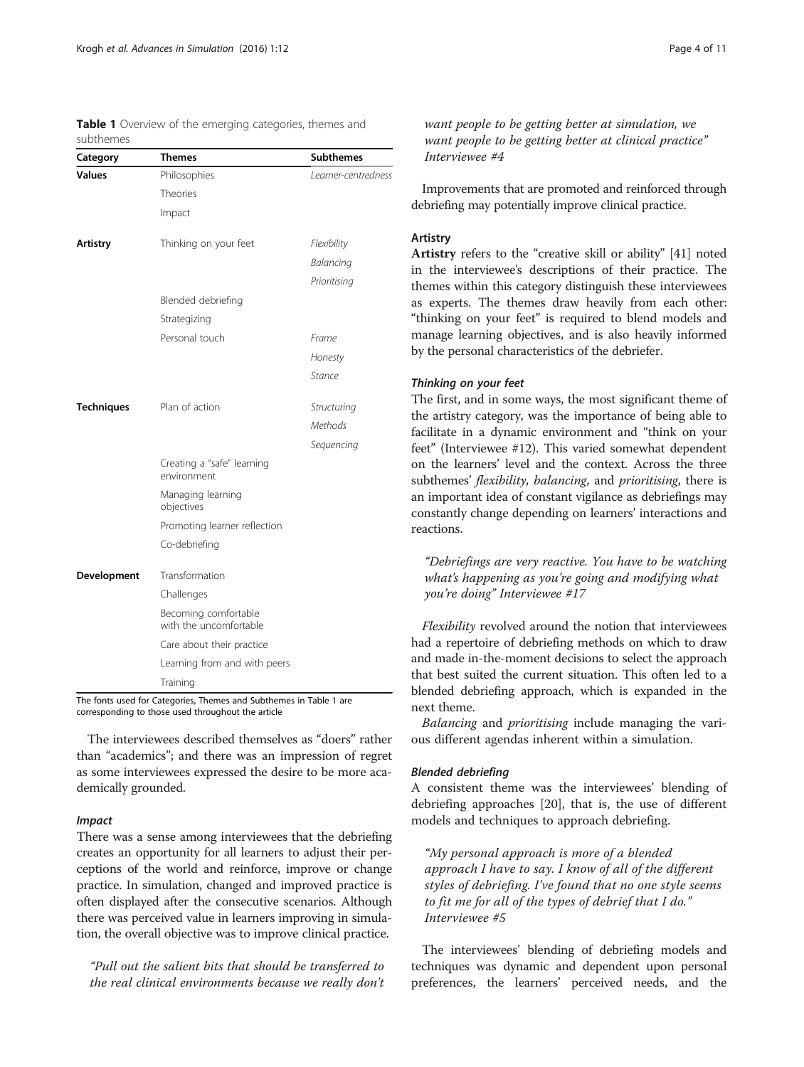**Table 1** Overview of the emerging categories, themes and subthemes

| Category | Themes | Subthemes |
| --- | --- | --- |
| **Values** | Philosophies | *Learner-centredness* |
| | Theories | |
| | Impact | |
| **Artistry** | Thinking on your feet | *Flexibility* |
| | | *Balancing* |
| | | *Prioritising* |
| | Blended debriefing | |
| | Strategizing | |
| | Personal touch | *Frame* |
| | | *Honesty* |
| | | *Stance* |
| **Techniques** | Plan of action | *Structuring* |
| | | *Methods* |
| | | *Sequencing* |
| | Creating a "safe" learning environment | |
| | Managing learning objectives | |
| | Promoting learner reflection | |
| | Co-debriefing | |
| **Development** | Transformation | |
| | Challenges | |
| | Becoming comfortable with the uncomfortable | |
| | Care about their practice | |
| | Learning from and with peers | |
| | Training | |

The fonts used for Categories, Themes and Subthemes in Table 1 are corresponding to those used throughout the article

The interviewees described themselves as "doers" rather than "academics"; and there was an impression of regret as some interviewees expressed the desire to be more academically grounded.

#### *Impact*

There was a sense among interviewees that the debriefing creates an opportunity for all learners to adjust their perceptions of the world and reinforce, improve or change practice. In simulation, changed and improved practice is often displayed after the consecutive scenarios. Although there was perceived value in learners improving in simulation, the overall objective was to improve clinical practice.

> *"Pull out the salient bits that should be transferred to the real clinical environments because we really don't want people to be getting better at simulation, we want people to be getting better at clinical practice" Interviewee #4*

Improvements that are promoted and reinforced through debriefing may potentially improve clinical practice.

### Artistry

**Artistry** refers to the "creative skill or ability" [41] noted in the interviewee's descriptions of their practice. The themes within this category distinguish these interviewees as experts. The themes draw heavily from each other: "thinking on your feet" is required to blend models and manage learning objectives, and is also heavily informed by the personal characteristics of the debriefer.

#### *Thinking on your feet*

The first, and in some ways, the most significant theme of the artistry category, was the importance of being able to facilitate in a dynamic environment and "think on your feet" (Interviewee #12). This varied somewhat dependent on the learners' level and the context. Across the three subthemes' *flexibility*, *balancing*, and *prioritising*, there is an important idea of constant vigilance as debriefings may constantly change depending on learners' interactions and reactions.

> *"Debriefings are very reactive. You have to be watching what's happening as you're going and modifying what you're doing" Interviewee #17*

*Flexibility* revolved around the notion that interviewees had a repertoire of debriefing methods on which to draw and made in-the-moment decisions to select the approach that best suited the current situation. This often led to a blended debriefing approach, which is expanded in the next theme.

*Balancing* and *prioritising* include managing the various different agendas inherent within a simulation.

#### *Blended debriefing*

A consistent theme was the interviewees' blending of debriefing approaches [20], that is, the use of different models and techniques to approach debriefing.

> *"My personal approach is more of a blended approach I have to say. I know of all of the different styles of debriefing. I've found that no one style seems to fit me for all of the types of debrief that I do." Interviewee #5*

The interviewees' blending of debriefing models and techniques was dynamic and dependent upon personal preferences, the learners' perceived needs, and the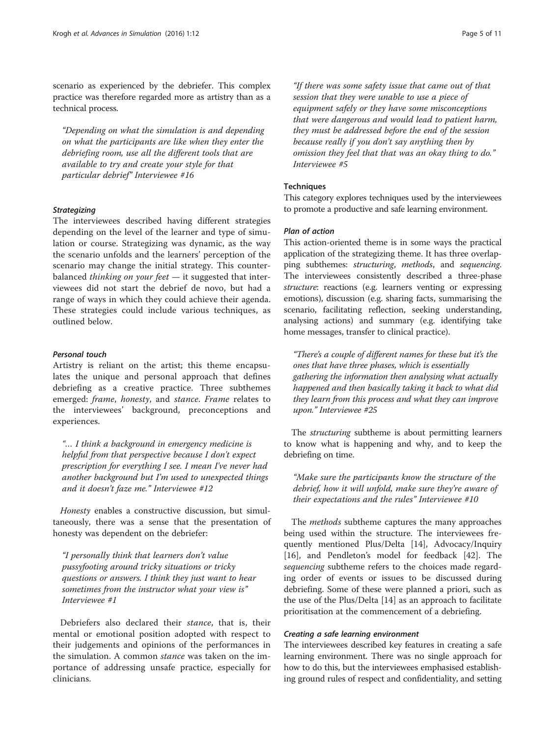scenario as experienced by the debriefer. This complex practice was therefore regarded more as artistry than as a technical process.

> "Depending on what the simulation is and depending on what the participants are like when they enter the debriefing room, use all the different tools that are available to try and create your style for that particular debrief" Interviewee #16

#### *Strategizing*

The interviewees described having different strategies depending on the level of the learner and type of simulation or course. Strategizing was dynamic, as the way the scenario unfolds and the learners' perception of the scenario may change the initial strategy. This counterbalanced *thinking on your feet* — it suggested that interviewees did not start the debrief de novo, but had a range of ways in which they could achieve their agenda. These strategies could include various techniques, as outlined below.

#### *Personal touch*

Artistry is reliant on the artist; this theme encapsulates the unique and personal approach that defines debriefing as a creative practice. Three subthemes emerged: *frame*, *honesty*, and *stance*. *Frame* relates to the interviewees' background, preconceptions and experiences.

> "… I think a background in emergency medicine is helpful from that perspective because I don't expect prescription for everything I see. I mean I've never had another background but I'm used to unexpected things and it doesn't faze me." Interviewee #12

*Honesty* enables a constructive discussion, but simultaneously, there was a sense that the presentation of honesty was dependent on the debriefer:

> "I personally think that learners don't value pussyfooting around tricky situations or tricky questions or answers. I think they just want to hear sometimes from the instructor what your view is" Interviewee #1

Debriefers also declared their *stance*, that is, their mental or emotional position adopted with respect to their judgements and opinions of the performances in the simulation. A common *stance* was taken on the importance of addressing unsafe practice, especially for clinicians.

> "If there was some safety issue that came out of that session that they were unable to use a piece of equipment safely or they have some misconceptions that were dangerous and would lead to patient harm, they must be addressed before the end of the session because really if you don't say anything then by omission they feel that that was an okay thing to do." Interviewee #5

### Techniques

This category explores techniques used by the interviewees to promote a productive and safe learning environment.

#### *Plan of action*

This action-oriented theme is in some ways the practical application of the strategizing theme. It has three overlapping subthemes: *structuring*, *methods*, and *sequencing*. The interviewees consistently described a three-phase *structure*: reactions (e.g. learners venting or expressing emotions), discussion (e.g. sharing facts, summarising the scenario, facilitating reflection, seeking understanding, analysing actions) and summary (e.g. identifying take home messages, transfer to clinical practice).

> "There's a couple of different names for these but it's the ones that have three phases, which is essentially gathering the information then analysing what actually happened and then basically taking it back to what did they learn from this process and what they can improve upon." Interviewee #25

The *structuring* subtheme is about permitting learners to know what is happening and why, and to keep the debriefing on time.

> "Make sure the participants know the structure of the debrief, how it will unfold, make sure they're aware of their expectations and the rules" Interviewee #10

The *methods* subtheme captures the many approaches being used within the structure. The interviewees frequently mentioned Plus/Delta [14], Advocacy/Inquiry [16], and Pendleton's model for feedback [42]. The *sequencing* subtheme refers to the choices made regarding order of events or issues to be discussed during debriefing. Some of these were planned a priori, such as the use of the Plus/Delta [14] as an approach to facilitate prioritisation at the commencement of a debriefing.

#### *Creating a safe learning environment*

The interviewees described key features in creating a safe learning environment. There was no single approach for how to do this, but the interviewees emphasised establishing ground rules of respect and confidentiality, and setting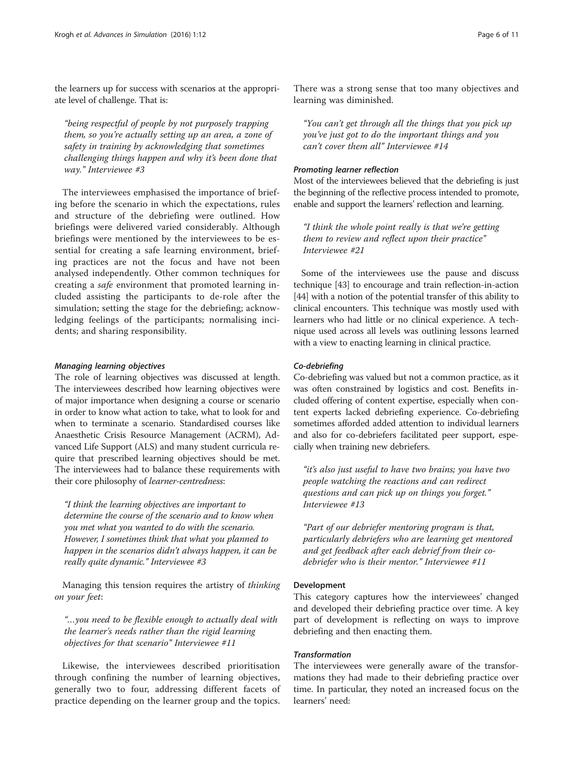the learners up for success with scenarios at the appropriate level of challenge. That is:

> *"being respectful of people by not purposely trapping them, so you're actually setting up an area, a zone of safety in training by acknowledging that sometimes challenging things happen and why it's been done that way." Interviewee #3*

The interviewees emphasised the importance of briefing before the scenario in which the expectations, rules and structure of the debriefing were outlined. How briefings were delivered varied considerably. Although briefings were mentioned by the interviewees to be essential for creating a safe learning environment, briefing practices are not the focus and have not been analysed independently. Other common techniques for creating a *safe* environment that promoted learning included assisting the participants to de-role after the simulation; setting the stage for the debriefing; acknowledging feelings of the participants; normalising incidents; and sharing responsibility.

#### *Managing learning objectives*

The role of learning objectives was discussed at length. The interviewees described how learning objectives were of major importance when designing a course or scenario in order to know what action to take, what to look for and when to terminate a scenario. Standardised courses like Anaesthetic Crisis Resource Management (ACRM), Advanced Life Support (ALS) and many student curricula require that prescribed learning objectives should be met. The interviewees had to balance these requirements with their core philosophy of *learner-centredness*:

> *"I think the learning objectives are important to determine the course of the scenario and to know when you met what you wanted to do with the scenario. However, I sometimes think that what you planned to happen in the scenarios didn't always happen, it can be really quite dynamic." Interviewee #3*

Managing this tension requires the artistry of *thinking on your feet*:

> *"…you need to be flexible enough to actually deal with the learner's needs rather than the rigid learning objectives for that scenario" Interviewee #11*

Likewise, the interviewees described prioritisation through confining the number of learning objectives, generally two to four, addressing different facets of practice depending on the learner group and the topics. There was a strong sense that too many objectives and learning was diminished.

> *"You can't get through all the things that you pick up you've just got to do the important things and you can't cover them all" Interviewee #14*

#### *Promoting learner reflection*

Most of the interviewees believed that the debriefing is just the beginning of the reflective process intended to promote, enable and support the learners' reflection and learning.

> *"I think the whole point really is that we're getting them to review and reflect upon their practice" Interviewee #21*

Some of the interviewees use the pause and discuss technique [43] to encourage and train reflection-in-action [44] with a notion of the potential transfer of this ability to clinical encounters. This technique was mostly used with learners who had little or no clinical experience. A technique used across all levels was outlining lessons learned with a view to enacting learning in clinical practice.

#### *Co-debriefing*

Co-debriefing was valued but not a common practice, as it was often constrained by logistics and cost. Benefits included offering of content expertise, especially when content experts lacked debriefing experience. Co-debriefing sometimes afforded added attention to individual learners and also for co-debriefers facilitated peer support, especially when training new debriefers.

> *"it's also just useful to have two brains; you have two people watching the reactions and can redirect questions and can pick up on things you forget." Interviewee #13*

> *"Part of our debriefer mentoring program is that, particularly debriefers who are learning get mentored and get feedback after each debrief from their co-debriefer who is their mentor." Interviewee #11*

### Development

This category captures how the interviewees' changed and developed their debriefing practice over time. A key part of development is reflecting on ways to improve debriefing and then enacting them.

#### *Transformation*

The interviewees were generally aware of the transformations they had made to their debriefing practice over time. In particular, they noted an increased focus on the learners' need: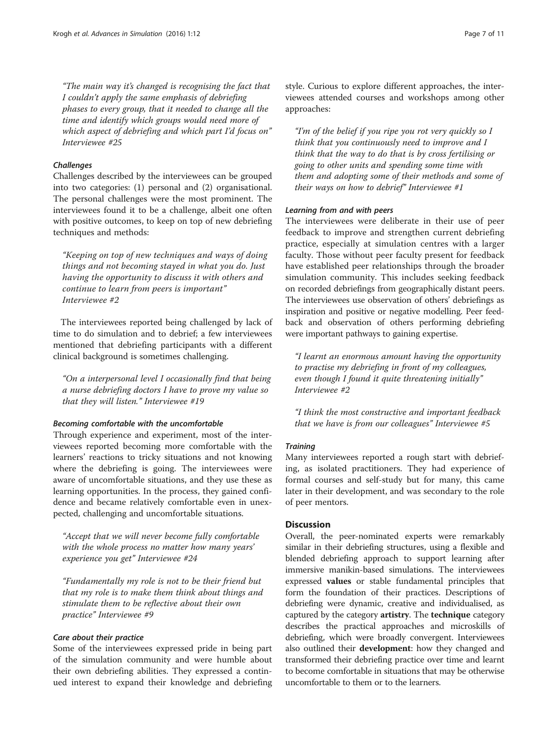> "The main way it's changed is recognising the fact that I couldn't apply the same emphasis of debriefing phases to every group, that it needed to change all the time and identify which groups would need more of which aspect of debriefing and which part I'd focus on" Interviewee #25

#### *Challenges*

Challenges described by the interviewees can be grouped into two categories: (1) personal and (2) organisational. The personal challenges were the most prominent. The interviewees found it to be a challenge, albeit one often with positive outcomes, to keep on top of new debriefing techniques and methods:

> "Keeping on top of new techniques and ways of doing things and not becoming stayed in what you do. Just having the opportunity to discuss it with others and continue to learn from peers is important" Interviewee #2

The interviewees reported being challenged by lack of time to do simulation and to debrief; a few interviewees mentioned that debriefing participants with a different clinical background is sometimes challenging.

> "On a interpersonal level I occasionally find that being a nurse debriefing doctors I have to prove my value so that they will listen." Interviewee #19

#### *Becoming comfortable with the uncomfortable*

Through experience and experiment, most of the interviewees reported becoming more comfortable with the learners' reactions to tricky situations and not knowing where the debriefing is going. The interviewees were aware of uncomfortable situations, and they use these as learning opportunities. In the process, they gained confidence and became relatively comfortable even in unexpected, challenging and uncomfortable situations.

> "Accept that we will never become fully comfortable with the whole process no matter how many years' experience you get" Interviewee #24

> "Fundamentally my role is not to be their friend but that my role is to make them think about things and stimulate them to be reflective about their own practice" Interviewee #9

#### *Care about their practice*

Some of the interviewees expressed pride in being part of the simulation community and were humble about their own debriefing abilities. They expressed a continued interest to expand their knowledge and debriefing style. Curious to explore different approaches, the interviewees attended courses and workshops among other approaches:

> "I'm of the belief if you ripe you rot very quickly so I think that you continuously need to improve and I think that the way to do that is by cross fertilising or going to other units and spending some time with them and adopting some of their methods and some of their ways on how to debrief" Interviewee #1

#### *Learning from and with peers*

The interviewees were deliberate in their use of peer feedback to improve and strengthen current debriefing practice, especially at simulation centres with a larger faculty. Those without peer faculty present for feedback have established peer relationships through the broader simulation community. This includes seeking feedback on recorded debriefings from geographically distant peers. The interviewees use observation of others' debriefings as inspiration and positive or negative modelling. Peer feedback and observation of others performing debriefing were important pathways to gaining expertise.

> "I learnt an enormous amount having the opportunity to practise my debriefing in front of my colleagues, even though I found it quite threatening initially" Interviewee #2

> "I think the most constructive and important feedback that we have is from our colleagues" Interviewee #5

#### *Training*

Many interviewees reported a rough start with debriefing, as isolated practitioners. They had experience of formal courses and self-study but for many, this came later in their development, and was secondary to the role of peer mentors.

## Discussion

Overall, the peer-nominated experts were remarkably similar in their debriefing structures, using a flexible and blended debriefing approach to support learning after immersive manikin-based simulations. The interviewees expressed **values** or stable fundamental principles that form the foundation of their practices. Descriptions of debriefing were dynamic, creative and individualised, as captured by the category **artistry**. The **technique** category describes the practical approaches and microskills of debriefing, which were broadly convergent. Interviewees also outlined their **development**: how they changed and transformed their debriefing practice over time and learnt to become comfortable in situations that may be otherwise uncomfortable to them or to the learners.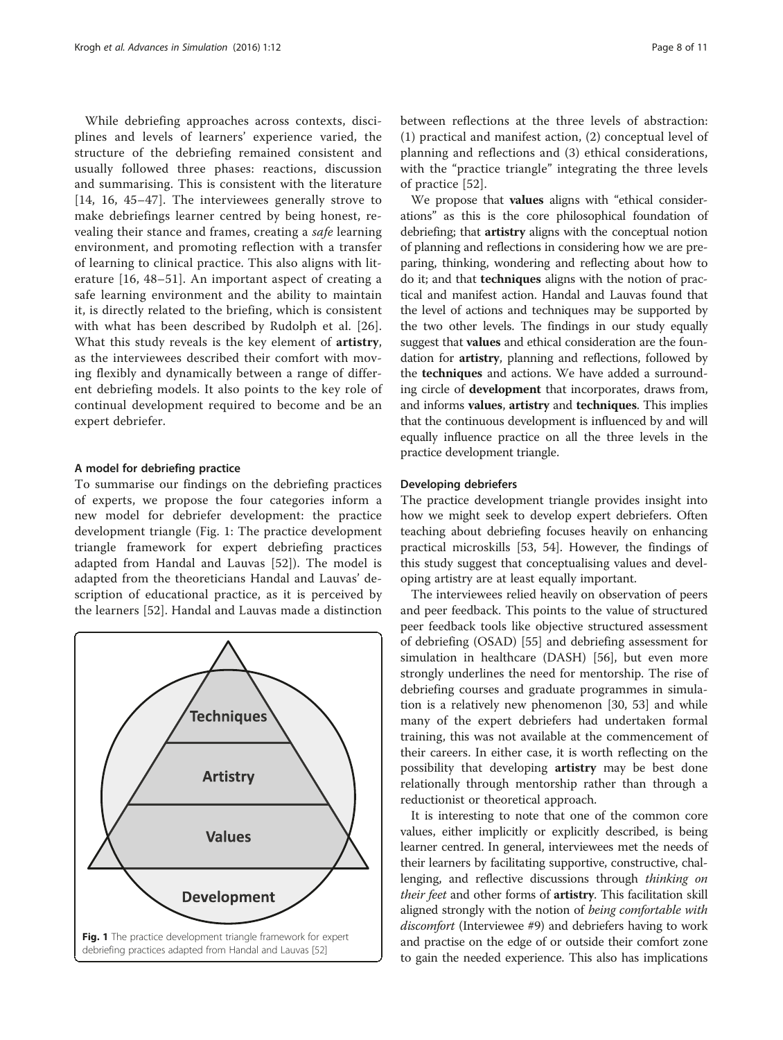While debriefing approaches across contexts, disciplines and levels of learners' experience varied, the structure of the debriefing remained consistent and usually followed three phases: reactions, discussion and summarising. This is consistent with the literature [14, 16, 45–47]. The interviewees generally strove to make debriefings learner centred by being honest, revealing their stance and frames, creating a *safe* learning environment, and promoting reflection with a transfer of learning to clinical practice. This also aligns with literature [16, 48–51]. An important aspect of creating a safe learning environment and the ability to maintain it, is directly related to the briefing, which is consistent with what has been described by Rudolph et al. [26]. What this study reveals is the key element of **artistry**, as the interviewees described their comfort with moving flexibly and dynamically between a range of different debriefing models. It also points to the key role of continual development required to become and be an expert debriefer.

### A model for debriefing practice

To summarise our findings on the debriefing practices of experts, we propose the four categories inform a new model for debriefer development: the practice development triangle (Fig. 1: The practice development triangle framework for expert debriefing practices adapted from Handal and Lauvas [52]). The model is adapted from the theoreticians Handal and Lauvas' description of educational practice, as it is perceived by the learners [52]. Handal and Lauvas made a distinction between reflections at the three levels of abstraction: (1) practical and manifest action, (2) conceptual level of planning and reflections and (3) ethical considerations, with the "practice triangle" integrating the three levels of practice [52].

**Fig. 1** The practice development triangle framework for expert debriefing practices adapted from Handal and Lauvas [52]

We propose that **values** aligns with "ethical considerations" as this is the core philosophical foundation of debriefing; that **artistry** aligns with the conceptual notion of planning and reflections in considering how we are preparing, thinking, wondering and reflecting about how to do it; and that **techniques** aligns with the notion of practical and manifest action. Handal and Lauvas found that the level of actions and techniques may be supported by the two other levels. The findings in our study equally suggest that **values** and ethical consideration are the foundation for **artistry**, planning and reflections, followed by the **techniques** and actions. We have added a surrounding circle of **development** that incorporates, draws from, and informs **values**, **artistry** and **techniques**. This implies that the continuous development is influenced by and will equally influence practice on all the three levels in the practice development triangle.

### Developing debriefers

The practice development triangle provides insight into how we might seek to develop expert debriefers. Often teaching about debriefing focuses heavily on enhancing practical microskills [53, 54]. However, the findings of this study suggest that conceptualising values and developing artistry are at least equally important.

The interviewees relied heavily on observation of peers and peer feedback. This points to the value of structured peer feedback tools like objective structured assessment of debriefing (OSAD) [55] and debriefing assessment for simulation in healthcare (DASH) [56], but even more strongly underlines the need for mentorship. The rise of debriefing courses and graduate programmes in simulation is a relatively new phenomenon [30, 53] and while many of the expert debriefers had undertaken formal training, this was not available at the commencement of their careers. In either case, it is worth reflecting on the possibility that developing **artistry** may be best done relationally through mentorship rather than through a reductionist or theoretical approach.

It is interesting to note that one of the common core values, either implicitly or explicitly described, is being learner centred. In general, interviewees met the needs of their learners by facilitating supportive, constructive, challenging, and reflective discussions through *thinking on their feet* and other forms of **artistry**. This facilitation skill aligned strongly with the notion of *being comfortable with discomfort* (Interviewee #9) and debriefers having to work and practise on the edge of or outside their comfort zone to gain the needed experience. This also has implications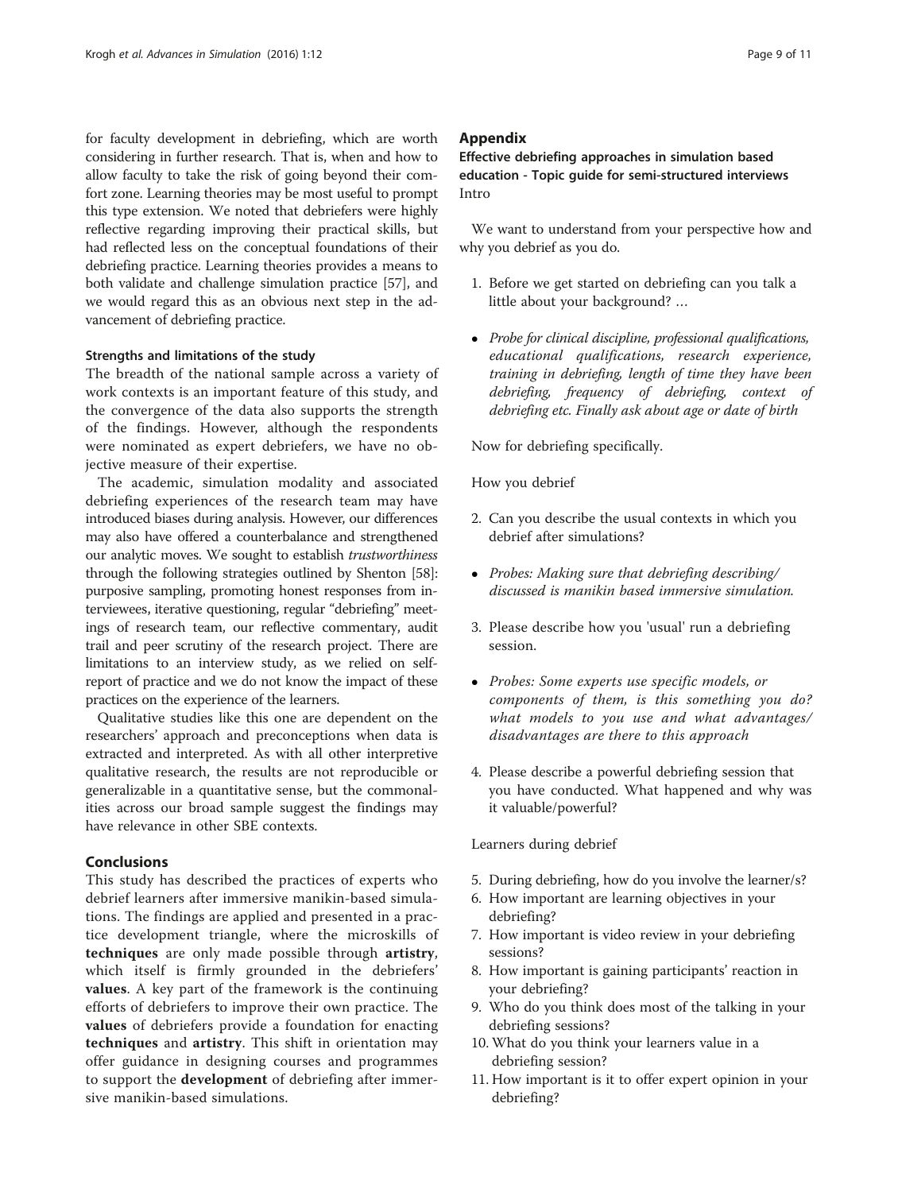for faculty development in debriefing, which are worth considering in further research. That is, when and how to allow faculty to take the risk of going beyond their comfort zone. Learning theories may be most useful to prompt this type extension. We noted that debriefers were highly reflective regarding improving their practical skills, but had reflected less on the conceptual foundations of their debriefing practice. Learning theories provides a means to both validate and challenge simulation practice [57], and we would regard this as an obvious next step in the advancement of debriefing practice.

### Strengths and limitations of the study

The breadth of the national sample across a variety of work contexts is an important feature of this study, and the convergence of the data also supports the strength of the findings. However, although the respondents were nominated as expert debriefers, we have no objective measure of their expertise.

The academic, simulation modality and associated debriefing experiences of the research team may have introduced biases during analysis. However, our differences may also have offered a counterbalance and strengthened our analytic moves. We sought to establish *trustworthiness* through the following strategies outlined by Shenton [58]: purposive sampling, promoting honest responses from interviewees, iterative questioning, regular "debriefing" meetings of research team, our reflective commentary, audit trail and peer scrutiny of the research project. There are limitations to an interview study, as we relied on self-report of practice and we do not know the impact of these practices on the experience of the learners.

Qualitative studies like this one are dependent on the researchers' approach and preconceptions when data is extracted and interpreted. As with all other interpretive qualitative research, the results are not reproducible or generalizable in a quantitative sense, but the commonalities across our broad sample suggest the findings may have relevance in other SBE contexts.

## Conclusions

This study has described the practices of experts who debrief learners after immersive manikin-based simulations. The findings are applied and presented in a practice development triangle, where the microskills of **techniques** are only made possible through **artistry**, which itself is firmly grounded in the debriefers' **values**. A key part of the framework is the continuing efforts of debriefers to improve their own practice. The **values** of debriefers provide a foundation for enacting **techniques** and **artistry**. This shift in orientation may offer guidance in designing courses and programmes to support the **development** of debriefing after immersive manikin-based simulations.

## Appendix

### Effective debriefing approaches in simulation based education - Topic guide for semi-structured interviews

Intro

We want to understand from your perspective how and why you debrief as you do.

1. Before we get started on debriefing can you talk a little about your background? …

- *Probe for clinical discipline, professional qualifications, educational qualifications, research experience, training in debriefing, length of time they have been debriefing, frequency of debriefing, context of debriefing etc. Finally ask about age or date of birth*

Now for debriefing specifically.

How you debrief

2. Can you describe the usual contexts in which you debrief after simulations?

- *Probes: Making sure that debriefing describing/discussed is manikin based immersive simulation.*

3. Please describe how you 'usual' run a debriefing session.

- *Probes: Some experts use specific models, or components of them, is this something you do? what models to you use and what advantages/disadvantages are there to this approach*

4. Please describe a powerful debriefing session that you have conducted. What happened and why was it valuable/powerful?

Learners during debrief

5. During debriefing, how do you involve the learner/s?
6. How important are learning objectives in your debriefing?
7. How important is video review in your debriefing sessions?
8. How important is gaining participants' reaction in your debriefing?
9. Who do you think does most of the talking in your debriefing sessions?
10. What do you think your learners value in a debriefing session?
11. How important is it to offer expert opinion in your debriefing?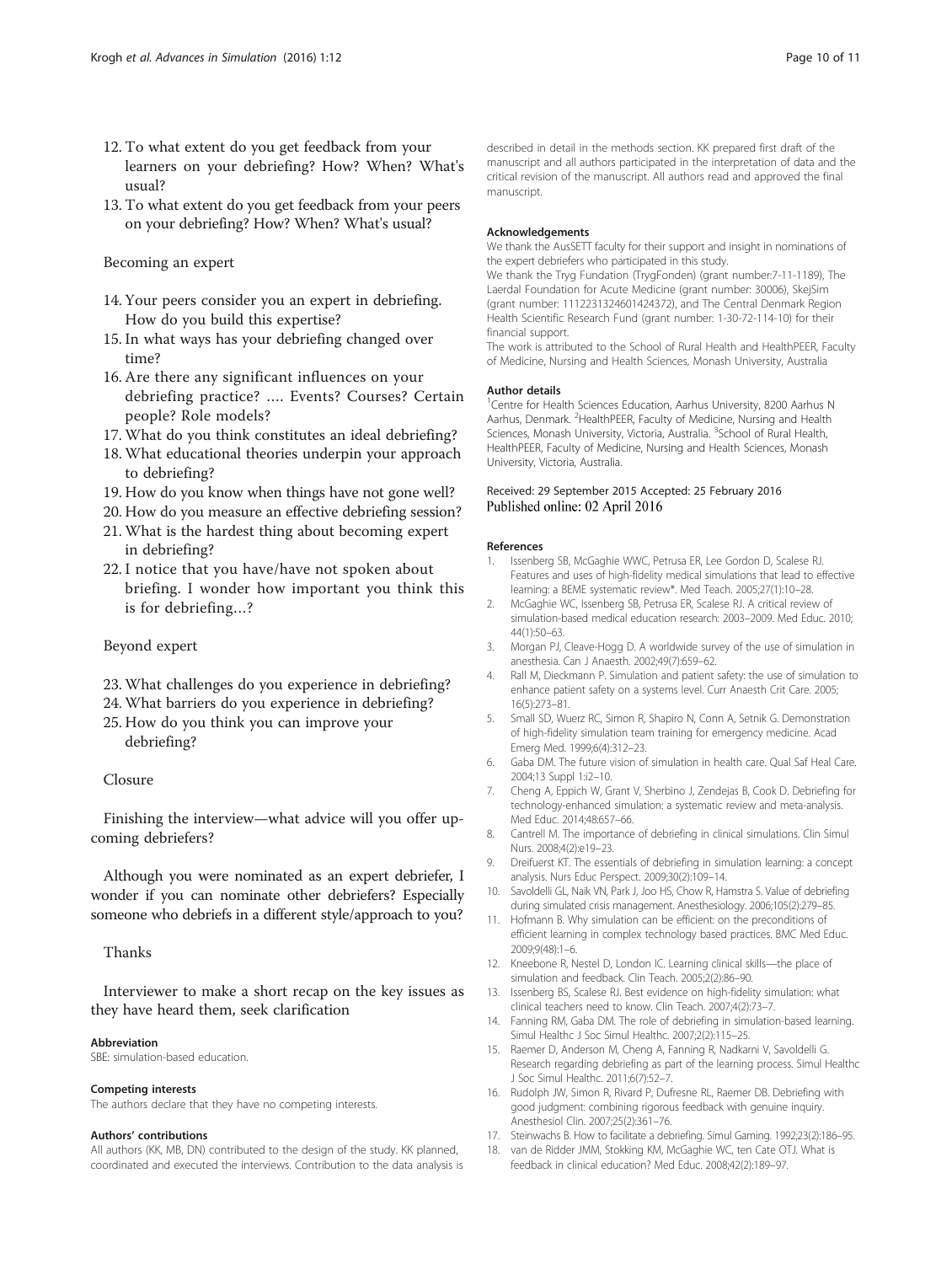12. To what extent do you get feedback from your learners on your debriefing? How? When? What's usual?
13. To what extent do you get feedback from your peers on your debriefing? How? When? What's usual?

Becoming an expert

14. Your peers consider you an expert in debriefing. How do you build this expertise?
15. In what ways has your debriefing changed over time?
16. Are there any significant influences on your debriefing practice? .... Events? Courses? Certain people? Role models?
17. What do you think constitutes an ideal debriefing?
18. What educational theories underpin your approach to debriefing?
19. How do you know when things have not gone well?
20. How do you measure an effective debriefing session?
21. What is the hardest thing about becoming expert in debriefing?
22. I notice that you have/have not spoken about briefing. I wonder how important you think this is for debriefing…?

Beyond expert

23. What challenges do you experience in debriefing?
24. What barriers do you experience in debriefing?
25. How do you think you can improve your debriefing?

Closure

Finishing the interview—what advice will you offer upcoming debriefers?

Although you were nominated as an expert debriefer, I wonder if you can nominate other debriefers? Especially someone who debriefs in a different style/approach to you?

Thanks

Interviewer to make a short recap on the key issues as they have heard them, seek clarification

#### Abbreviation

SBE: simulation-based education.

#### Competing interests

The authors declare that they have no competing interests.

#### Authors' contributions

All authors (KK, MB, DN) contributed to the design of the study. KK planned, coordinated and executed the interviews. Contribution to the data analysis is described in detail in the methods section. KK prepared first draft of the manuscript and all authors participated in the interpretation of data and the critical revision of the manuscript. All authors read and approved the final manuscript.

#### Acknowledgements

We thank the AusSETT faculty for their support and insight in nominations of the expert debriefers who participated in this study.

We thank the Tryg Fundation (TrygFonden) (grant number:7-11-1189), The Laerdal Foundation for Acute Medicine (grant number: 30006), SkejSim (grant number: 1112231324601424372), and The Central Denmark Region Health Scientific Research Fund (grant number: 1-30-72-114-10) for their financial support.

The work is attributed to the School of Rural Health and HealthPEER, Faculty of Medicine, Nursing and Health Sciences, Monash University, Australia

#### Author details

[1]Centre for Health Sciences Education, Aarhus University, 8200 Aarhus N Aarhus, Denmark. [2]HealthPEER, Faculty of Medicine, Nursing and Health Sciences, Monash University, Victoria, Australia. [3]School of Rural Health, HealthPEER, Faculty of Medicine, Nursing and Health Sciences, Monash University, Victoria, Australia.

Received: 29 September 2015 Accepted: 25 February 2016
Published online: 02 April 2016

#### References

1. Issenberg SB, McGaghie WWC, Petrusa ER, Lee Gordon D, Scalese RJ. Features and uses of high-fidelity medical simulations that lead to effective learning: a BEME systematic review*. Med Teach. 2005;27(1):10–28.
2. McGaghie WC, Issenberg SB, Petrusa ER, Scalese RJ. A critical review of simulation-based medical education research: 2003–2009. Med Educ. 2010; 44(1):50–63.
3. Morgan PJ, Cleave-Hogg D. A worldwide survey of the use of simulation in anesthesia. Can J Anaesth. 2002;49(7):659–62.
4. Rall M, Dieckmann P. Simulation and patient safety: the use of simulation to enhance patient safety on a systems level. Curr Anaesth Crit Care. 2005; 16(5):273–81.
5. Small SD, Wuerz RC, Simon R, Shapiro N, Conn A, Setnik G. Demonstration of high-fidelity simulation team training for emergency medicine. Acad Emerg Med. 1999;6(4):312–23.
6. Gaba DM. The future vision of simulation in health care. Qual Saf Heal Care. 2004;13 Suppl 1:i2–10.
7. Cheng A, Eppich W, Grant V, Sherbino J, Zendejas B, Cook D. Debriefing for technology-enhanced simulation: a systematic review and meta-analysis. Med Educ. 2014;48:657–66.
8. Cantrell M. The importance of debriefing in clinical simulations. Clin Simul Nurs. 2008;4(2):e19–23.
9. Dreifuerst KT. The essentials of debriefing in simulation learning: a concept analysis. Nurs Educ Perspect. 2009;30(2):109–14.
10. Savoldelli GL, Naik VN, Park J, Joo HS, Chow R, Hamstra S. Value of debriefing during simulated crisis management. Anesthesiology. 2006;105(2):279–85.
11. Hofmann B. Why simulation can be efficient: on the preconditions of efficient learning in complex technology based practices. BMC Med Educ. 2009;9(48):1–6.
12. Kneebone R, Nestel D, London IC. Learning clinical skills—the place of simulation and feedback. Clin Teach. 2005;2(2):86–90.
13. Issenberg BS, Scalese RJ. Best evidence on high-fidelity simulation: what clinical teachers need to know. Clin Teach. 2007;4(2):73–7.
14. Fanning RM, Gaba DM. The role of debriefing in simulation-based learning. Simul Healthc J Soc Simul Healthc. 2007;2(2):115–25.
15. Raemer D, Anderson M, Cheng A, Fanning R, Nadkarni V, Savoldelli G. Research regarding debriefing as part of the learning process. Simul Healthc J Soc Simul Healthc. 2011;6(7):52–7.
16. Rudolph JW, Simon R, Rivard P, Dufresne RL, Raemer DB. Debriefing with good judgment: combining rigorous feedback with genuine inquiry. Anesthesiol Clin. 2007;25(2):361–76.
17. Steinwachs B. How to facilitate a debriefing. Simul Gaming. 1992;23(2):186–95.
18. van de Ridder JMM, Stokking KM, McGaghie WC, ten Cate OTJ. What is feedback in clinical education? Med Educ. 2008;42(2):189–97.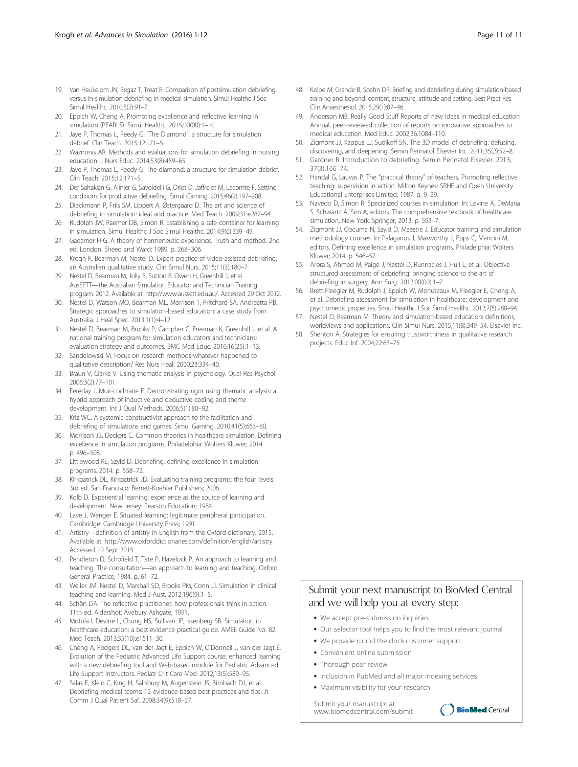19. Van Heukelom JN, Begaz T, Treat R. Comparison of postsimulation debriefing versus in-simulation debriefing in medical simulation. Simul Healthc J Soc Simul Healthc. 2010;5(2):91–7.
20. Eppich W, Cheng A. Promoting excellence and reflective learning in simulation (PEARLS). Simul Healthc. 2015;00(00):1–10.
21. Jaye P, Thomas L, Reedy G. "The Diamond": a structure for simulation debrief. Clin Teach. 2015;12:171–5.
22. Waznonis AR. Methods and evaluations for simulation debriefing in nursing education. J Nurs Educ. 2014;53(8):459–65.
23. Jaye P, Thomas L, Reedy G. The diamond: a structure for simulation debrief. Clin Teach. 2015;12:171–5.
24. Der Sahakian G, Alinier G, Savoldelli G, Oriot D, Jaffrelot M, Lecomte F. Setting conditions for productive debriefing. Simul Gaming. 2015;46(2):197–208.
25. Dieckmann P, Friis SM, Lippert A, Østergaard D. The art and science of debriefing in simulation: ideal and practice. Med Teach. 2009;31:e287–94.
26. Rudolph JW, Raemer DB, Simon R. Establishing a safe container for learning in simulation. Simul Healthc J Soc Simul Healthc. 2014;9(6):339–49.
27. Gadamer H-G. A theory of hermeneutic experience. Truth and method. 2nd ed. London: Sheed and Ward; 1989. p. 268–306.
28. Krogh K, Bearman M, Nestel D. Expert practice of video-assisted debriefing: an Australian qualitative study. Clin Simul Nurs. 2015;11(3):180–7.
29. Nestel D, Bearman M, Jolly B, Sutton B, Owen H, Greenhill J, et al. AusSETT—the Australian Simulation Educator and Technician Training program. 2012. Available at: http://www.aussett.edu.au/. Accessed 29 Oct 2012.
30. Nestel D, Watson MO, Bearman ML, Morrison T, Pritchard SA, Andreatta PB. Strategic approaches to simulation-based education: a case study from Australia. J Heal Spec. 2013;1(1):4–12.
31. Nestel D, Bearman M, Brooks P, Campher C, Freeman K, Greenhill J, et al. A national training program for simulation educators and technicians: evaluation strategy and outcomes. BMC Med Educ. 2016;16(25):1–13.
32. Sandelowski M. Focus on research methods-whatever happened to qualitative description? Res Nurs Heal. 2000;23:334–40.
33. Braun V, Clarke V. Using thematic analysis in psychology. Qual Res Psychol. 2006;3(2):77–101.
34. Fereday J, Muir-cochrane E. Demonstrating rigor using thematic analysis: a hybrid approach of inductive and deductive coding and theme development. Int J Qual Methods. 2006;5(1):80–92.
35. Kriz WC. A systemic-constructivist approach to the facilitation and debriefing of simulations and games. Simul Gaming. 2010;41(5):663–80.
36. Morrison JB, Deckers C. Common theories in healthcare simulation. Defining excellence in simulation programs. Philadelphia: Wolters Kluwer; 2014. p. 496–508.
37. Littlewood KE, Szyld D. Debriefing. defining excellence in simulation programs. 2014. p. 558–72.
38. Kirkpatrick DL, Kirkpatrick JD. Evaluating training programs: the four levels. 3rd ed. San Francisco: Berrett-Koehler Publishers; 2006.
39. Kolb D. Experiential learning: experience as the source of learning and development. New Jersey: Pearson Education; 1984.
40. Lave J, Wenger E. Situated learning: legitimate peripheral participation. Cambridge: Cambridge University Press; 1991.
41. Artistry—definition of artistry in English from the Oxford dictionary. 2015. Available at: http://www.oxforddictionaries.com/definition/english/artistry. Accessed 10 Sept 2015.
42. Pendleton D, Schofield T, Tate P, Havelock P. An approach to learning and teaching. The consultation—an approach to learning and teaching. Oxford General Practice; 1984. p. 61–72.
43. Weller JM, Nestel D, Marshall SD, Brooks PM, Conn JJ. Simulation in clinical teaching and learning. Med J Aust. 2012;196(9):1–5.
44. Schön DA. The reflective practitioner: how professionals think in action. 11th ed. Aldershot: Avebury Ashgate; 1991.
45. Motola I, Devine L, Chung HS, Sullivan JE, Issenberg SB. Simulation in healthcare education: a best evidence practical guide. AMEE Guide No. 82. Med Teach. 2013;35(10):e1511–30.
46. Cheng A, Rodgers DL, van der Jagt E, Eppich W, O'Donnell J, van der Jagt É. Evolution of the Pediatric Advanced Life Support course: enhanced learning with a new debriefing tool and Web-based module for Pediatric Advanced Life Support instructors. Pediatr Crit Care Med. 2012;13(5):589–95.
47. Salas E, Klein C, King H, Salisbury M, Augenstein JS, Birnbach DJ, et al. Debriefing medical teams: 12 evidence-based best practices and tips. Jt Comm J Qual Patient Saf. 2008;34(9):518–27.
48. Kolbe M, Grande B, Spahn DR. Briefing and debriefing during simulation-based training and beyond: content, structure, attitude and setting. Best Pract Res Clin Anaesthesiol. 2015;29(1):87–96.
49. Anderson MB. Really Good Stuff Reports of new ideas in medical education Annual, peer-reviewed collection of reports on innovative approaches to medical education. Med Educ. 2002;36:1084–110.
50. Zigmont JJ, Kappus LJ, Sudikoff SN. The 3D model of debriefing: defusing, discovering, and deepening. Semin Perinatol Elsevier Inc. 2011;35(2):52–8.
51. Gardner R. Introduction to debriefing. Semin Perinatol Elsevier. 2013; 37(3):166–74.
52. Handal G, Lauvas P. The "practical theory" of teachers. Promoting reflective teaching: supervision in action. Milton Keynes: SRHE and Open University Educational Enterprises Limited; 1987. p. 9–29.
53. Navedo D, Simon R. Specialized courses in simulation. In: Levine A, DeMaria S, Schwartz A, Sim A, editors. The comprehensive textbook of healthcare simulation. New York: Springer; 2013. p. 593–7.
54. Zigmont JJ, Oocuma N, Szyld D, Maestre J. Educator training and simulation methodology courses. In: Palaganos J, Maxworthy J, Epps C, Mancini M, editors. Defining excellence in simulation programs. Philadelphia: Wolters Kluwer; 2014. p. 546–57.
55. Arora S, Ahmed M, Paige J, Nestel D, Runnacles J, Hull L, et al. Objective structured assessment of debriefing: bringing science to the art of debriefing in surgery. Ann Surg. 2012;00(00):1–7.
56. Brett-Fleegler M, Rudolph J, Eppich W, Monuteaux M, Fleegler E, Cheng A, et al. Debriefing assessment for simulation in healthcare: development and psychometric properties. Simul Healthc J Soc Simul Healthc. 2012;7(5):288–94.
57. Nestel D, Bearman M. Theory and simulation-based education: definitions, worldviews and applications. Clin Simul Nurs. 2015;11(8):349–54. Elsevier Inc.
58. Shenton A. Strategies for ensuring trustworthiness in qualitative research projects. Educ Inf. 2004;22:63–75.

Submit your next manuscript to BioMed Central and we will help you at every step:

- We accept pre-submission inquiries
- Our selector tool helps you to find the most relevant journal
- We provide round the clock customer support
- Convenient online submission
- Thorough peer review
- Inclusion in PubMed and all major indexing services
- Maximum visibility for your research

Submit your manuscript at www.biomedcentral.com/submit

BioMed Central